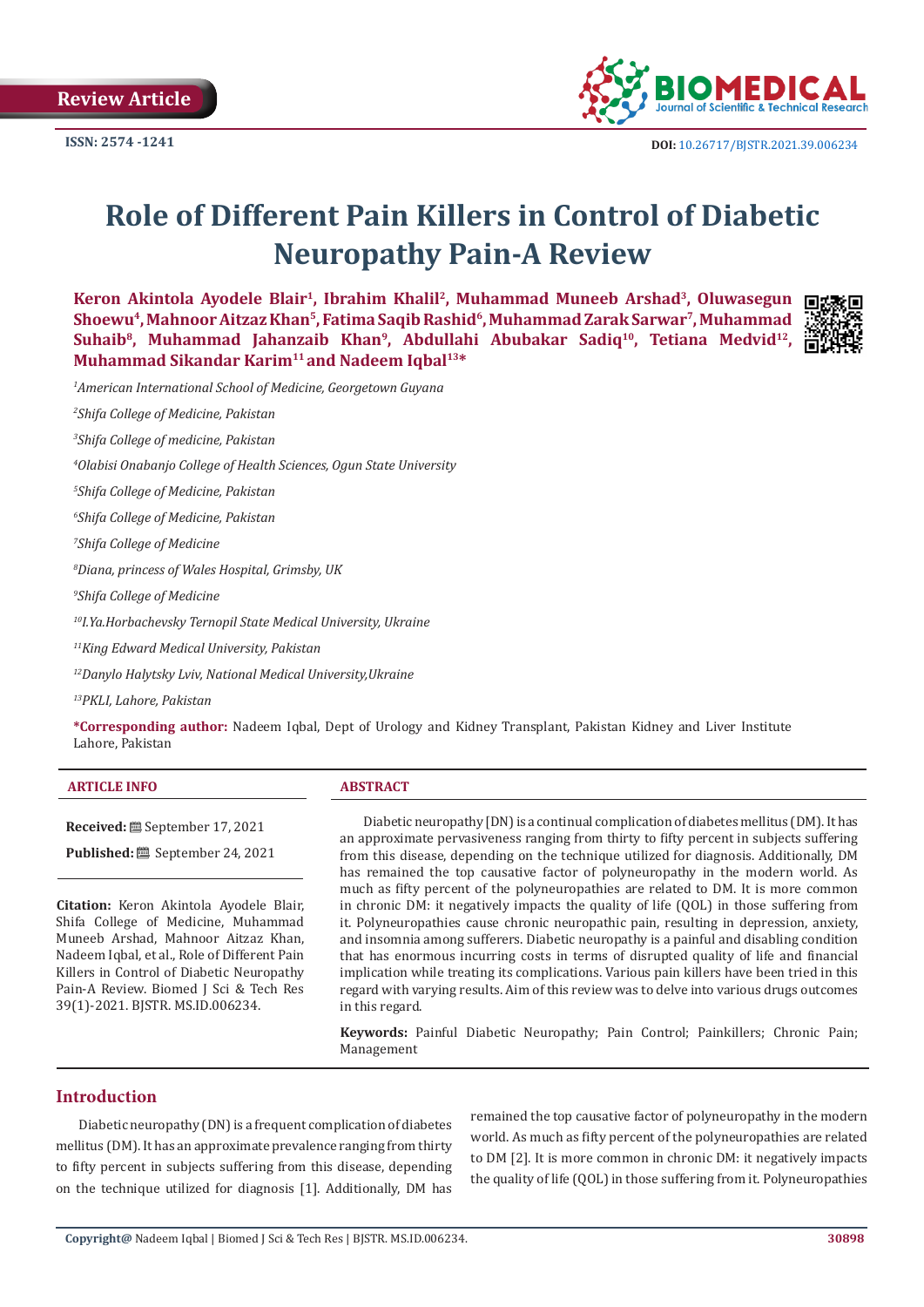Review Article

ISSN: 2574 -1241

DOI: 10.26717/BJSTR.2021.39.006234

# Role of Different Pain Killers in Control of Diabetic Neuropathy Pain-A Review

**Keron Akintola Ayodele Blair[1], Ibrahim Khalil[2], Muhammad Muneeb Arshad[3], Oluwasegun Shoewu[4], Mahnoor Aitzaz Khan[5], Fatima Saqib Rashid[6], Muhammad Zarak Sarwar[7], Muhammad Suhaib[8], Muhammad Jahanzaib Khan[9], Abdullahi Abubakar Sadiq[10], Tetiana Medvid[12], Muhammad Sikandar Karim[11] and Nadeem Iqbal[13]***

[1]*American International School of Medicine, Georgetown Guyana*

[2]*Shifa College of Medicine, Pakistan*

[3]*Shifa College of medicine, Pakistan*

[4]*Olabisi Onabanjo College of Health Sciences, Ogun State University*

[5]*Shifa College of Medicine, Pakistan*

[6]*Shifa College of Medicine, Pakistan*

[7]*Shifa College of Medicine*

[8]*Diana, princess of Wales Hospital, Grimsby, UK*

[9]*Shifa College of Medicine*

[10]*I.Ya.Horbachevsky Ternopil State Medical University, Ukraine*

[11]*King Edward Medical University, Pakistan*

[12]*Danylo Halytsky Lviv, National Medical University,Ukraine*

[13]*PKLI, Lahore, Pakistan*

***Corresponding author:** Nadeem Iqbal, Dept of Urology and Kidney Transplant, Pakistan Kidney and Liver Institute Lahore, Pakistan

**ARTICLE INFO**

**Received:** September 17, 2021

**Published:** September 24, 2021

**Citation:** Keron Akintola Ayodele Blair, Shifa College of Medicine, Muhammad Muneeb Arshad, Mahnoor Aitzaz Khan, Nadeem Iqbal, et al., Role of Different Pain Killers in Control of Diabetic Neuropathy Pain-A Review. Biomed J Sci & Tech Res 39(1)-2021. BJSTR. MS.ID.006234.

**ABSTRACT**

Diabetic neuropathy [DN) is a continual complication of diabetes mellitus (DM). It has an approximate pervasiveness ranging from thirty to fifty percent in subjects suffering from this disease, depending on the technique utilized for diagnosis. Additionally, DM has remained the top causative factor of polyneuropathy in the modern world. As much as fifty percent of the polyneuropathies are related to DM. It is more common in chronic DM: it negatively impacts the quality of life (QOL) in those suffering from it. Polyneuropathies cause chronic neuropathic pain, resulting in depression, anxiety, and insomnia among sufferers. Diabetic neuropathy is a painful and disabling condition that has enormous incurring costs in terms of disrupted quality of life and financial implication while treating its complications. Various pain killers have been tried in this regard with varying results. Aim of this review was to delve into various drugs outcomes in this regard.

**Keywords:** Painful Diabetic Neuropathy; Pain Control; Painkillers; Chronic Pain; Management

## Introduction

Diabetic neuropathy (DN) is a frequent complication of diabetes mellitus (DM). It has an approximate prevalence ranging from thirty to fifty percent in subjects suffering from this disease, depending on the technique utilized for diagnosis [1]. Additionally, DM has remained the top causative factor of polyneuropathy in the modern world. As much as fifty percent of the polyneuropathies are related to DM [2]. It is more common in chronic DM: it negatively impacts the quality of life (QOL) in those suffering from it. Polyneuropathies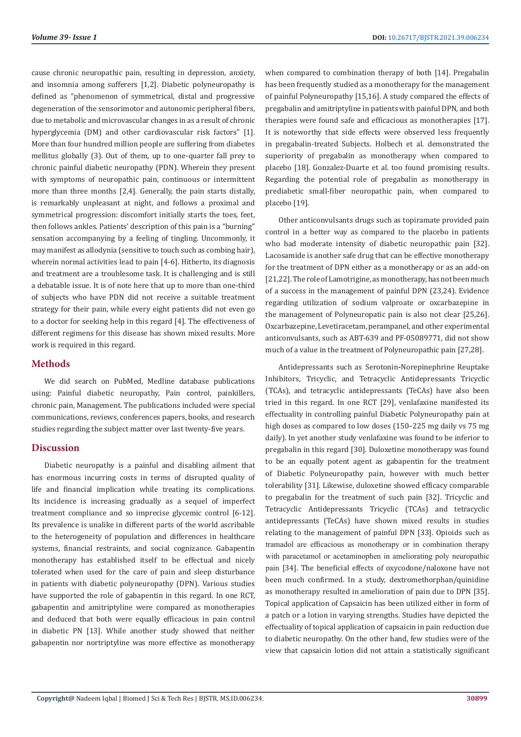cause chronic neuropathic pain, resulting in depression, anxiety, and insomnia among sufferers [1,2]. Diabetic polyneuropathy is defined as "phenomenon of symmetrical, distal and progressive degeneration of the sensorimotor and autonomic peripheral fibers, due to metabolic and microvascular changes in as a result of chronic hyperglycemia (DM) and other cardiovascular risk factors" [1]. More than four hundred million people are suffering from diabetes mellitus globally (3). Out of them, up to one-quarter fall prey to chronic painful diabetic neuropathy (PDN). Wherein they present with symptoms of neuropathic pain, continuous or intermittent more than three months [2,4]. Generally, the pain starts distally, is remarkably unpleasant at night, and follows a proximal and symmetrical progression: discomfort initially starts the toes, feet, then follows ankles. Patients' description of this pain is a "burning" sensation accompanying by a feeling of tingling. Uncommonly, it may manifest as allodynia (sensitive to touch such as combing hair), wherein normal activities lead to pain [4-6]. Hitherto, its diagnosis and treatment are a troublesome task. It is challenging and is still a debatable issue. It is of note here that up to more than one-third of subjects who have PDN did not receive a suitable treatment strategy for their pain, while every eight patients did not even go to a doctor for seeking help in this regard [4]. The effectiveness of different regimens for this disease has shown mixed results. More work is required in this regard.

## Methods

We did search on PubMed, Medline database publications using: Painful diabetic neuropathy, Pain control, painkillers, chronic pain, Management. The publications included were special communications, reviews, conferences papers, books, and research studies regarding the subject matter over last twenty-five years.

## Discussion

Diabetic neuropathy is a painful and disabling ailment that has enormous incurring costs in terms of disrupted quality of life and financial implication while treating its complications. Its incidence is increasing gradually as a sequel of imperfect treatment compliance and so imprecise glycemic control [6-12]. Its prevalence is unalike in different parts of the world ascribable to the heterogeneity of population and differences in healthcare systems, financial restraints, and social cognizance. Gabapentin monotherapy has established itself to be effectual and nicely tolerated when used for the care of pain and sleep disturbance in patients with diabetic polyneuropathy (DPN). Various studies have supported the role of gabapentin in this regard. In one RCT, gabapentin and amitriptyline were compared as monotherapies and deduced that both were equally efficacious in pain control in diabetic PN [13]. While another study showed that neither gabapentin nor nortriptyline was more effective as monotherapy when compared to combination therapy of both [14]. Pregabalin has been frequently studied as a monotherapy for the management of painful Polyneuropathy [15,16]. A study compared the effects of pregabalin and amitriptyline in patients with painful DPN, and both therapies were found safe and efficacious as monotherapies [17]. It is noteworthy that side effects were observed less frequently in pregabalin-treated Subjects. Holbech et al. demonstrated the superiority of pregabalin as monotherapy when compared to placebo [18]. Gonzalez-Duarte et al. too found promising results. Regarding the potential role of pregabalin as monotherapy in prediabetic small-fiber neuropathic pain, when compared to placebo [19].

Other anticonvulsants drugs such as topiramate provided pain control in a better way as compared to the placebo in patients who had moderate intensity of diabetic neuropathic pain [32]. Lacosamide is another safe drug that can be effective monotherapy for the treatment of DPN either as a monotherapy or as an add-on [21,22]. The role of Lamotrigine, as monotherapy, has not been much of a success in the management of painful DPN (23,24). Evidence regarding utilization of sodium valproate or oxcarbazepine in the management of Polyneuropatic pain is also not clear [25,26]. Oxcarbazepine, Levetiracetam, perampanel, and other experimental anticonvulsants, such as ABT-639 and PF-05089771, did not show much of a value in the treatment of Polyneuropathic pain [27,28].

Antidepressants such as Serotonin-Norepinephrine Reuptake Inhibitors, Tricyclic, and Tetracyclic Antidepressants Tricyclic (TCAs), and tetracyclic antidepressants (TeCAs) have also been tried in this regard. In one RCT [29], venlafaxine manifested its effectuality in controlling painful Diabetic Polyneuropathy pain at high doses as compared to low doses (150–225 mg daily vs 75 mg daily). In yet another study venlafaxine was found to be inferior to pregabalin in this regard [30]. Duloxetine monotherapy was found to be an equally potent agent as gabapentin for the treatment of Diabetic Polyneuropathy pain, however with much better tolerability [31]. Likewise, duloxetine showed efficacy comparable to pregabalin for the treatment of such pain [32]. Tricyclic and Tetracyclic Antidepressants Tricyclic (TCAs) and tetracyclic antidepressants (TeCAs) have shown mixed results in studies relating to the management of painful DPN [33]. Opioids such as tramadol are efficacious as monotherapy or in combination therapy with paracetamol or acetaminophen in ameliorating poly neuropathic pain [34]. The beneficial effects of oxycodone/naloxone have not been much confirmed. In a study, dextromethorphan/quinidine as monotherapy resulted in amelioration of pain due to DPN [35]. Topical application of Capsaicin has been utilized either in form of a patch or a lotion in varying strengths. Studies have depicted the effectuality of topical application of capsaicin in pain reduction due to diabetic neuropathy. On the other hand, few studies were of the view that capsaicin lotion did not attain a statistically significant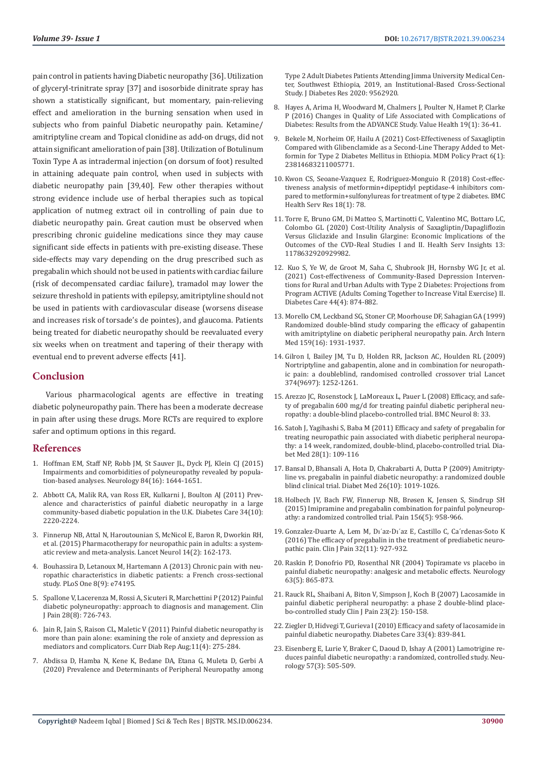pain control in patients having Diabetic neuropathy [36]. Utilization of glyceryl-trinitrate spray [37] and isosorbide dinitrate spray has shown a statistically significant, but momentary, pain-relieving effect and amelioration in the burning sensation when used in subjects who from painful Diabetic neuropathy pain. Ketamine/amitriptyline cream and Topical clonidine as add-on drugs, did not attain significant amelioration of pain [38]. Utilization of Botulinum Toxin Type A as intradermal injection (on dorsum of foot) resulted in attaining adequate pain control, when used in subjects with diabetic neuropathy pain [39,40]. Few other therapies without strong evidence include use of herbal therapies such as topical application of nutmeg extract oil in controlling of pain due to diabetic neuropathy pain. Great caution must be observed when prescribing chronic guideline medications since they may cause significant side effects in patients with pre-existing disease. These side-effects may vary depending on the drug prescribed such as pregabalin which should not be used in patients with cardiac failure (risk of decompensated cardiac failure), tramadol may lower the seizure threshold in patients with epilepsy, amitriptyline should not be used in patients with cardiovascular disease (worsens disease and increases risk of torsade's de pointes), and glaucoma. Patients being treated for diabetic neuropathy should be reevaluated every six weeks when on treatment and tapering of their therapy with eventual end to prevent adverse effects [41].

## Conclusion

Various pharmacological agents are effective in treating diabetic polyneuropathy pain. There has been a moderate decrease in pain after using these drugs. More RCTs are required to explore safer and optimum options in this regard.

## References

1. Hoffman EM, Staff NP, Robb JM, St Sauver JL, Dyck PJ, Klein CJ (2015) Impairments and comorbidities of polyneuropathy revealed by population-based analyses. Neurology 84(16): 1644-1651.
2. Abbott CA, Malik RA, van Ross ER, Kulkarni J, Boulton AJ (2011) Prevalence and characteristics of painful diabetic neuropathy in a large community-based diabetic population in the U.K. Diabetes Care 34(10): 2220-2224.
3. Finnerup NB, Attal N, Haroutounian S, McNicol E, Baron R, Dworkin RH, et al. (2015) Pharmacotherapy for neuropathic pain in adults: a systematic review and meta-analysis. Lancet Neurol 14(2): 162-173.
4. Bouhassira D, Letanoux M, Hartemann A (2013) Chronic pain with neuropathic characteristics in diabetic patients: a French cross-sectional study. PLoS One 8(9): e74195.
5. Spallone V, Lacerenza M, Rossi A, Sicuteri R, Marchettini P (2012) Painful diabetic polyneuropathy: approach to diagnosis and management. Clin J Pain 28(8): 726-743.
6. Jain R, Jain S, Raison CL, Maletic V (2011) Painful diabetic neuropathy is more than pain alone: examining the role of anxiety and depression as mediators and complicators. Curr Diab Rep Aug;11(4): 275-284.
7. Abdissa D, Hamba N, Kene K, Bedane DA, Etana G, Muleta D, Gerbi A (2020) Prevalence and Determinants of Peripheral Neuropathy among Type 2 Adult Diabetes Patients Attending Jimma University Medical Center, Southwest Ethiopia, 2019, an Institutional-Based Cross-Sectional Study. J Diabetes Res 2020: 9562920.
8. Hayes A, Arima H, Woodward M, Chalmers J, Poulter N, Hamet P, Clarke P (2016) Changes in Quality of Life Associated with Complications of Diabetes: Results from the ADVANCE Study. Value Health 19(1): 36-41.
9. Bekele M, Norheim OF, Hailu A (2021) Cost-Effectiveness of Saxagliptin Compared with Glibenclamide as a Second-Line Therapy Added to Metformin for Type 2 Diabetes Mellitus in Ethiopia. MDM Policy Pract 6(1): 23814683211005771.
10. Kwon CS, Seoane-Vazquez E, Rodriguez-Monguio R (2018) Cost-effectiveness analysis of metformin+dipeptidyl peptidase-4 inhibitors compared to metformin+sulfonylureas for treatment of type 2 diabetes. BMC Health Serv Res 18(1): 78.
11. Torre E, Bruno GM, Di Matteo S, Martinotti C, Valentino MC, Bottaro LC, Colombo GL (2020) Cost-Utility Analysis of Saxagliptin/Dapagliflozin Versus Gliclazide and Insulin Glargine: Economic Implications of the Outcomes of the CVD-Real Studies I and II. Health Serv Insights 13: 1178632920929982.
12. Kuo S, Ye W, de Groot M, Saha C, Shubrook JH, Hornsby WG Jr, et al. (2021) Cost-effectiveness of Community-Based Depression Interventions for Rural and Urban Adults with Type 2 Diabetes: Projections from Program ACTIVE (Adults Coming Together to Increase Vital Exercise) II. Diabetes Care 44(4): 874-882.
13. Morello CM, Leckband SG, Stoner CP, Moorhouse DF, Sahagian GA (1999) Randomized double-blind study comparing the efficacy of gabapentin with amitriptyline on diabetic peripheral neuropathy pain. Arch Intern Med 159(16): 1931-1937.
14. Gilron I, Bailey JM, Tu D, Holden RR, Jackson AC, Houlden RL (2009) Nortriptyline and gabapentin, alone and in combination for neuropathic pain: a doubleblind, randomised controlled crossover trial Lancet 374(9697): 1252-1261.
15. Arezzo JC, Rosenstock J, LaMoreaux L, Pauer L (2008) Efficacy, and safety of pregabalin 600 mg/d for treating painful diabetic peripheral neuropathy: a double-blind placebo-controlled trial. BMC Neurol 8: 33.
16. Satoh J, Yagihashi S, Baba M (2011) Efficacy and safety of pregabalin for treating neuropathic pain associated with diabetic peripheral neuropathy: a 14 week, randomized, double-blind, placebo-controlled trial. Diabet Med 28(1): 109-116
17. Bansal D, Bhansali A, Hota D, Chakrabarti A, Dutta P (2009) Amitriptyline vs. pregabalin in painful diabetic neuropathy: a randomized double blind clinical trial. Diabet Med 26(10): 1019-1026.
18. Holbech JV, Bach FW, Finnerup NB, Brøsen K, Jensen S, Sindrup SH (2015) Imipramine and pregabalin combination for painful polyneuropathy: a randomized controlled trial. Pain 156(5): 958-966.
19. Gonzalez-Duarte A, Lem M, Dı´az-Dı´az E, Castillo C, Ca´rdenas-Soto K (2016) The efficacy of pregabalin in the treatment of prediabetic neuropathic pain. Clin J Pain 32(11): 927-932.
20. Raskin P, Donofrio PD, Rosenthal NR (2004) Topiramate vs placebo in painful diabetic neuropathy: analgesic and metabolic effects. Neurology 63(5): 865-873.
21. Rauck RL, Shaibani A, Biton V, Simpson J, Koch B (2007) Lacosamide in painful diabetic peripheral neuropathy: a phase 2 double-blind placebo-controlled study Clin J Pain 23(2): 150-158.
22. Ziegler D, Hidvegi T, Gurieva I (2010) Efficacy and safety of lacosamide in painful diabetic neuropathy. Diabetes Care 33(4): 839-841.
23. Eisenberg E, Lurie Y, Braker C, Daoud D, Ishay A (2001) Lamotrigine reduces painful diabetic neuropathy: a randomized, controlled study. Neurology 57(3): 505-509.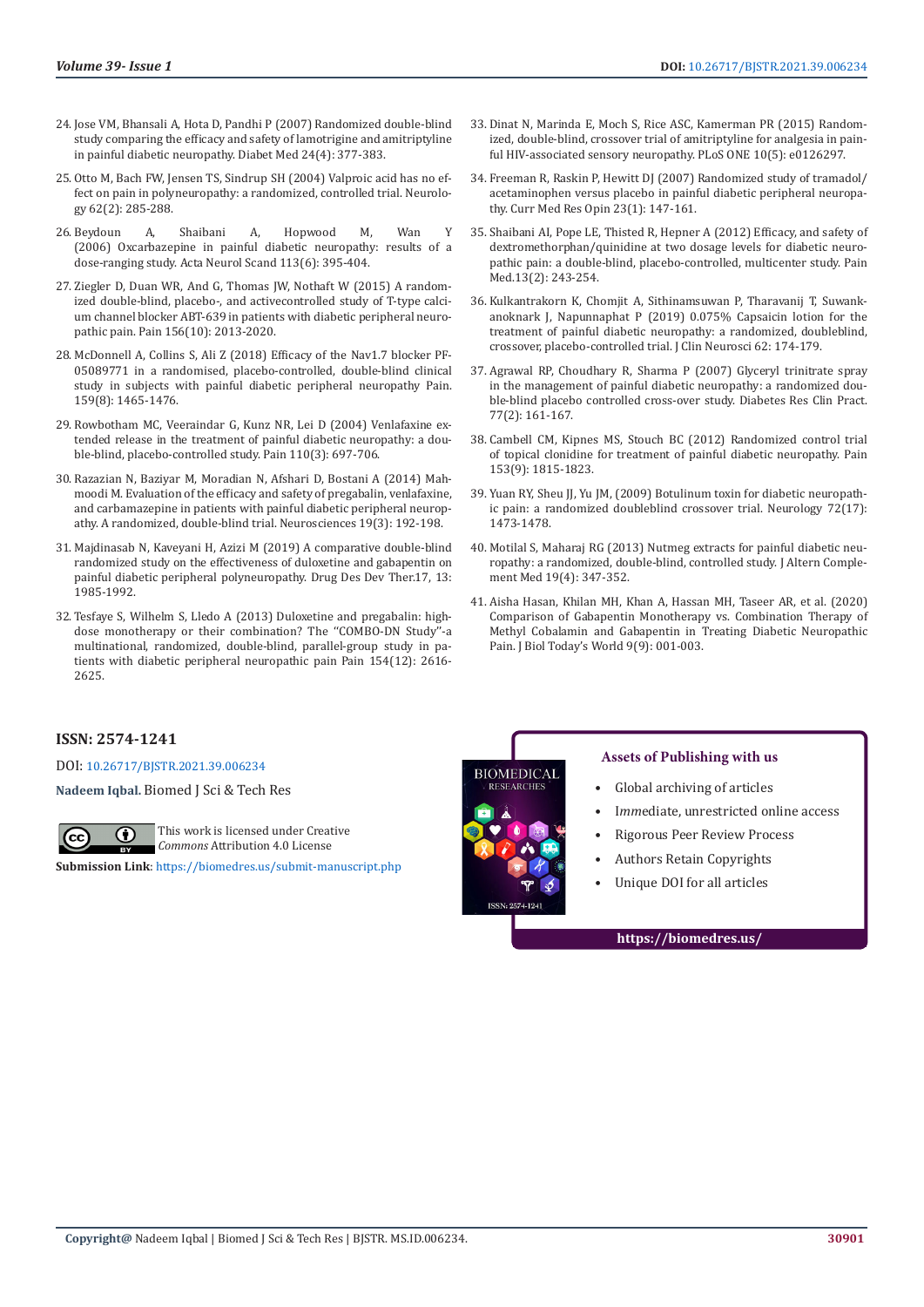24. Jose VM, Bhansali A, Hota D, Pandhi P (2007) Randomized double-blind study comparing the efficacy and safety of lamotrigine and amitriptyline in painful diabetic neuropathy. Diabet Med 24(4): 377-383.
25. Otto M, Bach FW, Jensen TS, Sindrup SH (2004) Valproic acid has no effect on pain in polyneuropathy: a randomized, controlled trial. Neurology 62(2): 285-288.
26. Beydoun A, Shaibani A, Hopwood M, Wan Y (2006) Oxcarbazepine in painful diabetic neuropathy: results of a dose-ranging study. Acta Neurol Scand 113(6): 395-404.
27. Ziegler D, Duan WR, And G, Thomas JW, Nothaft W (2015) A randomized double-blind, placebo-, and activecontrolled study of T-type calcium channel blocker ABT-639 in patients with diabetic peripheral neuropathic pain. Pain 156(10): 2013-2020.
28. McDonnell A, Collins S, Ali Z (2018) Efficacy of the Nav1.7 blocker PF-05089771 in a randomised, placebo-controlled, double-blind clinical study in subjects with painful diabetic peripheral neuropathy. Pain. 159(8): 1465-1476.
29. Rowbotham MC, Veeraindar G, Kunz NR, Lei D (2004) Venlafaxine extended release in the treatment of painful diabetic neuropathy: a double-blind, placebo-controlled study. Pain 110(3): 697-706.
30. Razazian N, Baziyar M, Moradian N, Afshari D, Bostani A (2014) Mahmoodi M. Evaluation of the efficacy and safety of pregabalin, venlafaxine, and carbamazepine in patients with painful diabetic peripheral neuropathy. A randomized, double-blind trial. Neurosciences 19(3): 192-198.
31. Majdinasab N, Kaveyani H, Azizi M (2019) A comparative double-blind randomized study on the effectiveness of duloxetine and gabapentin on painful diabetic peripheral polyneuropathy. Drug Des Dev Ther.17, 13: 1985-1992.
32. Tesfaye S, Wilhelm S, Lledo A (2013) Duloxetine and pregabalin: high-dose monotherapy or their combination? The "COMBO-DN Study"-a multinational, randomized, double-blind, parallel-group study in patients with diabetic peripheral neuropathic pain Pain 154(12): 2616-2625.
33. Dinat N, Marinda E, Moch S, Rice ASC, Kamerman PR (2015) Randomized, double-blind, crossover trial of amitriptyline for analgesia in painful HIV-associated sensory neuropathy. PLoS ONE 10(5): e0126297.
34. Freeman R, Raskin P, Hewitt DJ (2007) Randomized study of tramadol/acetaminophen versus placebo in painful diabetic peripheral neuropathy. Curr Med Res Opin 23(1): 147-161.
35. Shaibani AI, Pope LE, Thisted R, Hepner A (2012) Efficacy, and safety of dextromethorphan/quinidine at two dosage levels for diabetic neuropathic pain: a double-blind, placebo-controlled, multicenter study. Pain Med.13(2): 243-254.
36. Kulkantrakorn K, Chomjit A, Sithinamsuwan P, Tharavanij T, Suwankanoknark J, Napunnaphat P (2019) 0.075% Capsaicin lotion for the treatment of painful diabetic neuropathy: a randomized, doubleblind, crossover, placebo-controlled trial. J Clin Neurosci 62: 174-179.
37. Agrawal RP, Choudhary R, Sharma P (2007) Glyceryl trinitrate spray in the management of painful diabetic neuropathy: a randomized double-blind placebo controlled cross-over study. Diabetes Res Clin Pract. 77(2): 161-167.
38. Cambell CM, Kipnes MS, Stouch BC (2012) Randomized control trial of topical clonidine for treatment of painful diabetic neuropathy. Pain 153(9): 1815-1823.
39. Yuan RY, Sheu JJ, Yu JM, (2009) Botulinum toxin for diabetic neuropathic pain: a randomized doubleblind crossover trial. Neurology 72(17): 1473-1478.
40. Motilal S, Maharaj RG (2013) Nutmeg extracts for painful diabetic neuropathy: a randomized, double-blind, controlled study. J Altern Complement Med 19(4): 347-352.
41. Aisha Hasan, Khilan MH, Khan A, Hassan MH, Taseer AR, et al. (2020) Comparison of Gabapentin Monotherapy vs. Combination Therapy of Methyl Cobalamin and Gabapentin in Treating Diabetic Neuropathic Pain. J Biol Today's World 9(9): 001-003.

**ISSN: 2574-1241**

DOI: 10.26717/BJSTR.2021.39.006234

**Nadeem Iqbal.** Biomed J Sci & Tech Res

This work is licensed under Creative *Commons* Attribution 4.0 License

**Submission Link**: https://biomedres.us/submit-manuscript.php

**Assets of Publishing with us**

- Global archiving of articles
- Immediate, unrestricted online access
- Rigorous Peer Review Process
- Authors Retain Copyrights
- Unique DOI for all articles

**https://biomedres.us/**